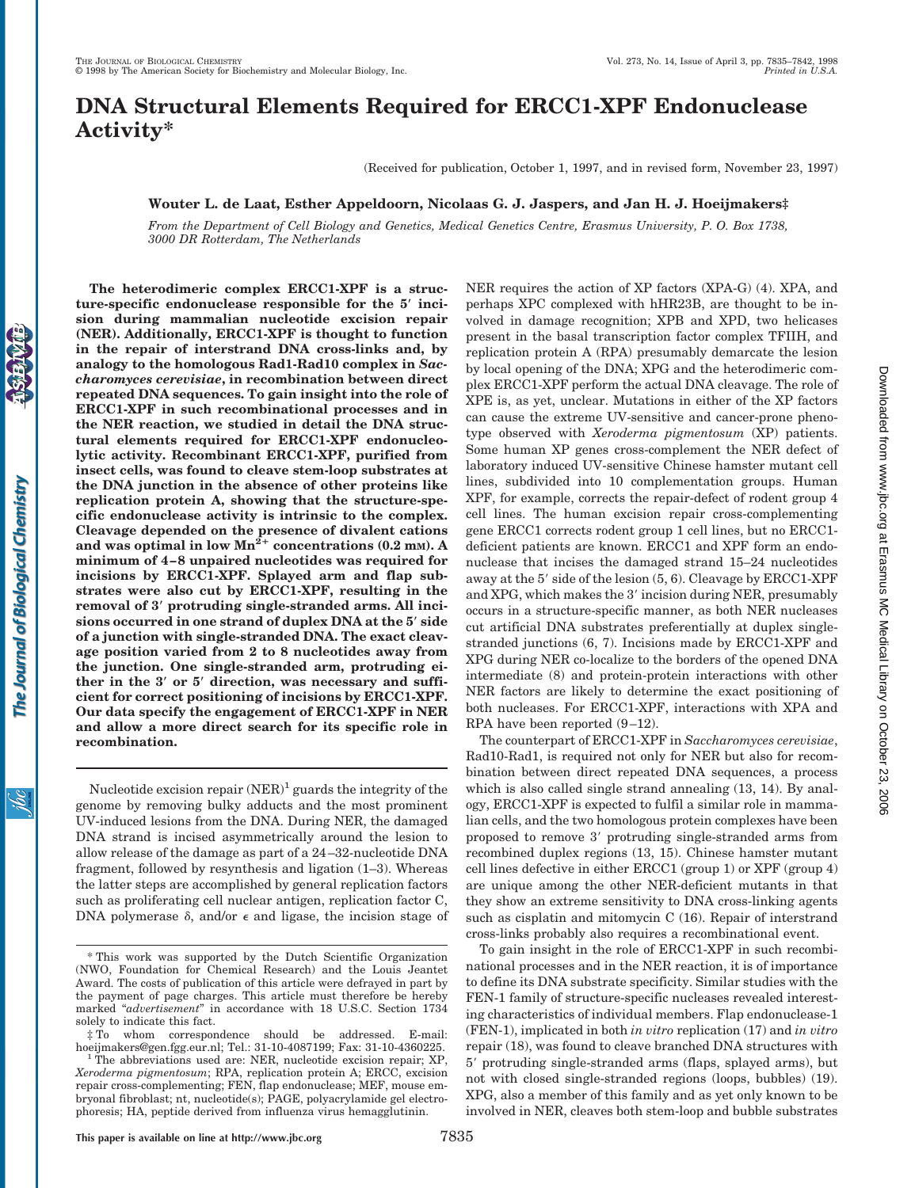# DNA Structural Elements Required for ERCC1-XPF Endonuclease Activity*

(Received for publication, October 1, 1997, and in revised form, November 23, 1997)

**Wouter L. de Laat, Esther Appeldoorn, Nicolaas G. J. Jaspers, and Jan H. J. Hoeijmakers‡**

*From the Department of Cell Biology and Genetics, Medical Genetics Centre, Erasmus University, P. O. Box 1738, 3000 DR Rotterdam, The Netherlands*

**The heterodimeric complex ERCC1-XPF is a structure-specific endonuclease responsible for the 5′ incision during mammalian nucleotide excision repair (NER). Additionally, ERCC1-XPF is thought to function in the repair of interstrand DNA cross-links and, by analogy to the homologous Rad1-Rad10 complex in *Saccharomyces cerevisiae*, in recombination between direct repeated DNA sequences. To gain insight into the role of ERCC1-XPF in such recombinational processes and in the NER reaction, we studied in detail the DNA structural elements required for ERCC1-XPF endonucleolytic activity. Recombinant ERCC1-XPF, purified from insect cells, was found to cleave stem-loop substrates at the DNA junction in the absence of other proteins like replication protein A, showing that the structure-specific endonuclease activity is intrinsic to the complex. Cleavage depended on the presence of divalent cations and was optimal in low $Mn^{2+}$ concentrations (0.2 mM). A minimum of 4–8 unpaired nucleotides was required for incisions by ERCC1-XPF. Splayed arm and flap substrates were also cut by ERCC1-XPF, resulting in the removal of 3′ protruding single-stranded arms. All incisions occurred in one strand of duplex DNA at the 5′ side of a junction with single-stranded DNA. The exact cleavage position varied from 2 to 8 nucleotides away from the junction. One single-stranded arm, protruding either in the 3′ or 5′ direction, was necessary and sufficient for correct positioning of incisions by ERCC1-XPF. Our data specify the engagement of ERCC1-XPF in NER and allow a more direct search for its specific role in recombination.**

Nucleotide excision repair (NER)[1] guards the integrity of the genome by removing bulky adducts and the most prominent UV-induced lesions from the DNA. During NER, the damaged DNA strand is incised asymmetrically around the lesion to allow release of the damage as part of a 24–32-nucleotide DNA fragment, followed by resynthesis and ligation (1–3). Whereas the latter steps are accomplished by general replication factors such as proliferating cell nuclear antigen, replication factor C, DNA polymerase δ, and/or ε and ligase, the incision stage of NER requires the action of XP factors (XPA-G) (4). XPA, and perhaps XPC complexed with hHR23B, are thought to be involved in damage recognition; XPB and XPD, two helicases present in the basal transcription factor complex TFIIH, and replication protein A (RPA) presumably demarcate the lesion by local opening of the DNA; XPG and the heterodimeric complex ERCC1-XPF perform the actual DNA cleavage. The role of XPE is, as yet, unclear. Mutations in either of the XP factors can cause the extreme UV-sensitive and cancer-prone phenotype observed with *Xeroderma pigmentosum* (XP) patients. Some human XP genes cross-complement the NER defect of laboratory induced UV-sensitive Chinese hamster mutant cell lines, subdivided into 10 complementation groups. Human XPF, for example, corrects the repair-defect of rodent group 4 cell lines. The human excision repair cross-complementing gene ERCC1 corrects rodent group 1 cell lines, but no ERCC1-deficient patients are known. ERCC1 and XPF form an endonuclease that incises the damaged strand 15–24 nucleotides away at the 5′ side of the lesion (5, 6). Cleavage by ERCC1-XPF and XPG, which makes the 3′ incision during NER, presumably occurs in a structure-specific manner, as both NER nucleases cut artificial DNA substrates preferentially at duplex single-stranded junctions (6, 7). Incisions made by ERCC1-XPF and XPG during NER co-localize to the borders of the opened DNA intermediate (8) and protein-protein interactions with other NER factors are likely to determine the exact positioning of both nucleases. For ERCC1-XPF, interactions with XPA and RPA have been reported (9–12).

The counterpart of ERCC1-XPF in *Saccharomyces cerevisiae*, Rad10-Rad1, is required not only for NER but also for recombination between direct repeated DNA sequences, a process which is also called single strand annealing (13, 14). By analogy, ERCC1-XPF is expected to fulfil a similar role in mammalian cells, and the two homologous protein complexes have been proposed to remove 3′ protruding single-stranded arms from recombined duplex regions (13, 15). Chinese hamster mutant cell lines defective in either ERCC1 (group 1) or XPF (group 4) are unique among the other NER-deficient mutants in that they show an extreme sensitivity to DNA cross-linking agents such as cisplatin and mitomycin C (16). Repair of interstrand cross-links probably also requires a recombinational event.

To gain insight in the role of ERCC1-XPF in such recombinational processes and in the NER reaction, it is of importance to define its DNA substrate specificity. Similar studies with the FEN-1 family of structure-specific nucleases revealed interesting characteristics of individual members. Flap endonuclease-1 (FEN-1), implicated in both *in vitro* replication (17) and *in vitro* repair (18), was found to cleave branched DNA structures with 5′ protruding single-stranded arms (flaps, splayed arms), but not with closed single-stranded regions (loops, bubbles) (19). XPG, also a member of this family and as yet only known to be involved in NER, cleaves both stem-loop and bubble substrates

---

\* This work was supported by the Dutch Scientific Organization (NWO, Foundation for Chemical Research) and the Louis Jeantet Award. The costs of publication of this article were defrayed in part by the payment of page charges. This article must therefore be hereby marked "*advertisement*" in accordance with 18 U.S.C. Section 1734 solely to indicate this fact.

‡ To whom correspondence should be addressed. E-mail: hoeijmakers@gen.fgg.eur.nl; Tel.: 31-10-4087199; Fax: 31-10-4360225.

[1] The abbreviations used are: NER, nucleotide excision repair; XP, *Xeroderma pigmentosum*; RPA, replication protein A; ERCC, excision repair cross-complementing; FEN, flap endonuclease; MEF, mouse embryonal fibroblast; nt, nucleotide(s); PAGE, polyacrylamide gel electrophoresis; HA, peptide derived from influenza virus hemagglutinin.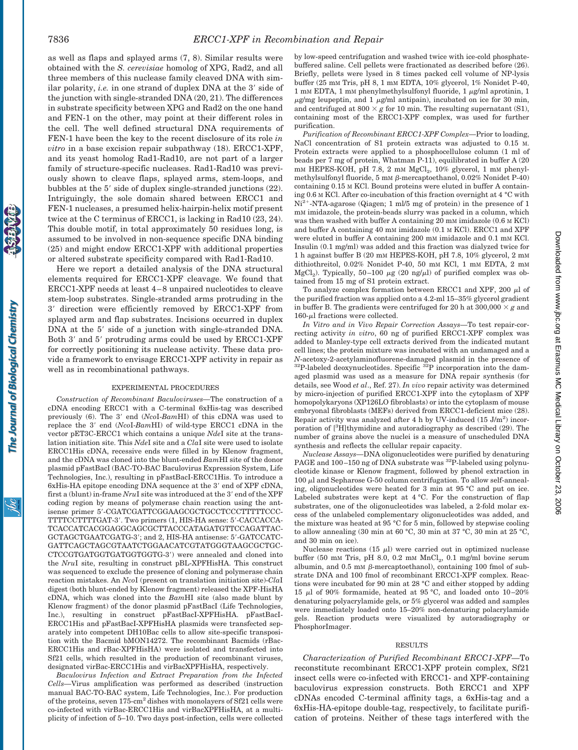as well as flaps and splayed arms (7, 8). Similar results were obtained with the *S. cerevisiae* homolog of XPG, Rad2, and all three members of this nuclease family cleaved DNA with similar polarity, *i.e.* in one strand of duplex DNA at the 3′ side of the junction with single-stranded DNA (20, 21). The differences in substrate specificity between XPG and Rad2 on the one hand and FEN-1 on the other, may point at their different roles in the cell. The well defined structural DNA requirements of FEN-1 have been the key to the recent disclosure of its role *in vitro* in a base excision repair subpathway (18). ERCC1-XPF, and its yeast homolog Rad1-Rad10, are not part of a larger family of structure-specific nucleases. Rad1-Rad10 was previously shown to cleave flaps, splayed arms, stem-loops, and bubbles at the 5′ side of duplex single-stranded junctions (22). Intriguingly, the sole domain shared between ERCC1 and FEN-1 nucleases, a presumed helix-hairpin-helix motif present twice at the C terminus of ERCC1, is lacking in Rad10 (23, 24). This double motif, in total approximately 50 residues long, is assumed to be involved in non-sequence specific DNA binding (25) and might endow ERCC1-XPF with additional properties or altered substrate specificity compared with Rad1-Rad10.

Here we report a detailed analysis of the DNA structural elements required for ERCC1-XPF cleavage. We found that ERCC1-XPF needs at least 4–8 unpaired nucleotides to cleave stem-loop substrates. Single-stranded arms protruding in the 3′ direction were efficiently removed by ERCC1-XPF from splayed arm and flap substrates. Incisions occurred in duplex DNA at the 5′ side of a junction with single-stranded DNA. Both 3′ and 5′ protruding arms could be used by ERCC1-XPF for correctly positioning its nuclease activity. These data provide a framework to envisage ERCC1-XPF activity in repair as well as in recombinational pathways.

## EXPERIMENTAL PROCEDURES

*Construction of Recombinant Baculoviruses*—The construction of a cDNA encoding ERCC1 with a C-terminal 6xHis-tag was described previously (6). The 3′ end (*Nco*I-*Bam*HI) of this cDNA was used to replace the 3′ end (*Nco*I-*Bam*HI) of wild-type ERCC1 cDNA in the vector pET3C-ERCC1 which contains a unique *Nde*I site at the translation initiation site. This *Nde*I site and a *Cla*I site were used to isolate ERCC1His cDNA, recessive ends were filled in by Klenow fragment, and the cDNA was cloned into the blunt-ended *Bam*HI site of the donor plasmid pFastBacI (BAC-TO-BAC Baculovirus Expression System, Life Technologies, Inc.), resulting in pFastBacI-ERCC1His. To introduce a 6xHis-HA epitope encoding DNA sequence at the 3′ end of XPF cDNA, first a (blunt) in-frame *Nru*I site was introduced at the 3′ end of the XPF coding region by means of polymerase chain reaction using the antisense primer 5′-CGATCGATTCGGAAGCGCTGCCTCCCTTTTTCCC-TTTTCCTTTTGAT-3′. Two primers (1, HIS-HA sense: 5′-CACCACCA-TCACCATCACGGAGGCAGCGCTTACCCATAGATGTTCCAGATTAC-GCTAGCTGAATCGATG-3′; and 2, HIS-HA antisense: 5′-GATCCATC-GATTCAGCTAGCGTAATCTGGAACATCGTATGGGTAAGCGCTGC-CTCCGTGATGGTGATGGTGGTG-3′) were annealed and cloned into the *Nru*I site, resulting in construct pBL-XPFHisHA. This construct was sequenced to exclude the presence of cloning and polymerase chain reaction mistakes. An *Nco*I (present on translation initiation site)-*Cla*I digest (both blunt-ended by Klenow fragment) released the XPF-HisHA cDNA, which was cloned into the *Bam*HI site (also made blunt by Klenow fragment) of the donor plasmid pFastBacI (Life Technologies, Inc.), resulting in construct pFastBacI-XPFHisHA. pFastBacI-ERCC1His and pFastBacI-XPFHisHA plasmids were transfected separately into competent DH10Bac cells to allow site-specific transposition with the Bacmid bMON14272. The recombinant Bacmids (rBac-ERCC1His and rBac-XPFHisHA) were isolated and transfected into Sf21 cells, which resulted in the production of recombinant viruses, designated virBac-ERCC1His and virBacXPFHisHA, respectively.

*Baculovirus Infection and Extract Preparation from the Infected Cells*—Virus amplification was performed as described (instruction manual BAC-TO-BAC system, Life Technologies, Inc.). For production of the proteins, seven 175-cm$^2$ dishes with monolayers of Sf21 cells were co-infected with virBac-ERCC1His and virBacXPFHisHA, at a multiplicity of infection of 5–10. Two days post-infection, cells were collected by low-speed centrifugation and washed twice with ice-cold phosphate-buffered saline. Cell pellets were fractionated as described before (26). Briefly, pellets were lysed in 8 times packed cell volume of NP-lysis buffer (25 mM Tris, pH 8, 1 mM EDTA, 10% glycerol, 1% Nonidet P-40, 1 mM EDTA, 1 mM phenylmethylsulfonyl fluoride, 1 μg/ml aprotinin, 1 μg/ml leupeptin, and 1 μg/ml antipain), incubated on ice for 30 min, and centrifuged at 800 × *g* for 10 min. The resulting supernatant (S1), containing most of the ERCC1-XPF complex, was used for further purification.

*Purification of Recombinant ERCC1-XPF Complex*—Prior to loading, NaCl concentration of S1 protein extracts was adjusted to 0.15 M. Protein extracts were applied to a phosphocellulose column (1 ml of beads per 7 mg of protein, Whatman P-11), equilibrated in buffer A (20 mM HEPES-KOH, pH 7.8, 2 mM $MgCl_2$, 10% glycerol, 1 mM phenylmethylsulfonyl fluoride, 5 mM β-mercaptoethanol, 0.02% Nonidet P-40) containing 0.15 M KCl. Bound proteins were eluted in buffer A containing 0.6 M KCl. After co-incubation of this fraction overnight at 4 °C with $Ni^{2+}$-NTA-agarose (Qiagen; 1 ml/5 mg of protein) in the presence of 1 mM imidazole, the protein-beads slurry was packed in a column, which was then washed with buffer A containing 20 mM imidazole (0.6 M KCl) and buffer A containing 40 mM imidazole (0.1 M KCl). ERCC1 and XPF were eluted in buffer A containing 200 mM imidazole and 0.1 mM KCl. Insulin (0.1 mg/ml) was added and this fraction was dialyzed twice for 1 h against buffer B (20 mM HEPES-KOH, pH 7.8, 10% glycerol, 2 mM dithiothreitol, 0.02% Nonidet P-40, 50 mM KCl, 1 mM EDTA, 2 mM $MgCl_2$). Typically, 50–100 μg (20 ng/μl) of purified complex was obtained from 15 mg of S1 protein extract.

To analyze complex formation between ERCC1 and XPF, 200 μl of the purified fraction was applied onto a 4.2-ml 15–35% glycerol gradient in buffer B. The gradients were centrifuged for 20 h at 300,000 × *g* and 160-μl fractions were collected.

*In Vitro and in Vivo Repair Correction Assays*—To test repair-correcting activity *in vitro*, 60 ng of purified ERCC1-XPF complex was added to Manley-type cell extracts derived from the indicated mutant cell lines; the protein mixture was incubated with an undamaged and a *N*-acetoxy-2-acetylaminofluorene-damaged plasmid in the presence of $^{32}$P-labeled deoxynucleotides. Specific $^{32}$P incorporation into the damaged plasmid was used as a measure for DNA repair synthesis (for details, see Wood *et al*., Ref. 27). *In vivo* repair activity was determined by micro-injection of purified ERCC1-XPF into the cytoplasm of XPF homopolykaryons (XP126LO fibroblasts) or into the cytoplasm of mouse embryonal fibroblasts (MEFs) derived from ERCC1-deficient mice (28). Repair activity was analyzed after 4 h by UV-induced (15 J/m$^2$) incorporation of [$^3$H]thymidine and autoradiography as described (29). The number of grains above the nuclei is a measure of unscheduled DNA synthesis and reflects the cellular repair capacity.

*Nuclease Assays*—DNA oligonucleotides were purified by denaturing PAGE and 100–150 ng of DNA substrate was $^{32}$P-labeled using polynucleotide kinase or Klenow fragment, followed by phenol extraction in 100 μl and Sepharose G-50 column centrifugation. To allow self-annealing, oligonucleotides were heated for 3 min at 95 °C and put on ice. Labeled substrates were kept at 4 °C. For the construction of flap substrates, one of the oligonucleotides was labeled, a 2-fold molar excess of the unlabeled complementary oligonucleotides was added, and the mixture was heated at 95 °C for 5 min, followed by stepwise cooling to allow annealing (30 min at 60 °C, 30 min at 37 °C, 30 min at 25 °C, and 30 min on ice).

Nuclease reactions (15 μl) were carried out in optimized nuclease buffer (50 mM Tris, pH 8.0, 0.2 mM $MnCl_2$, 0.1 mg/ml bovine serum albumin, and 0.5 mM β-mercaptoethanol), containing 100 fmol of substrate DNA and 100 fmol of recombinant ERCC1-XPF complex. Reactions were incubated for 90 min at 28 °C and either stopped by adding 15 μl of 90% formamide, heated at 95 °C, and loaded onto 10–20% denaturing polyacrylamide gels, or 5% glycerol was added and samples were immediately loaded onto 15–20% non-denaturing polacrylamide gels. Reaction products were visualized by autoradiography or PhosphorImager.

## RESULTS

*Characterization of Purified Recombinant ERCC1-XPF*—To reconstitute recombinant ERCC1-XPF protein complex, Sf21 insect cells were co-infected with ERCC1- and XPF-containing baculovirus expression constructs. Both ERCC1 and XPF cDNAs encoded C-terminal affinity tags, a 6xHis-tag and a 6xHis-HA-epitope double-tag, respectively, to facilitate purification of proteins. Neither of these tags interfered with the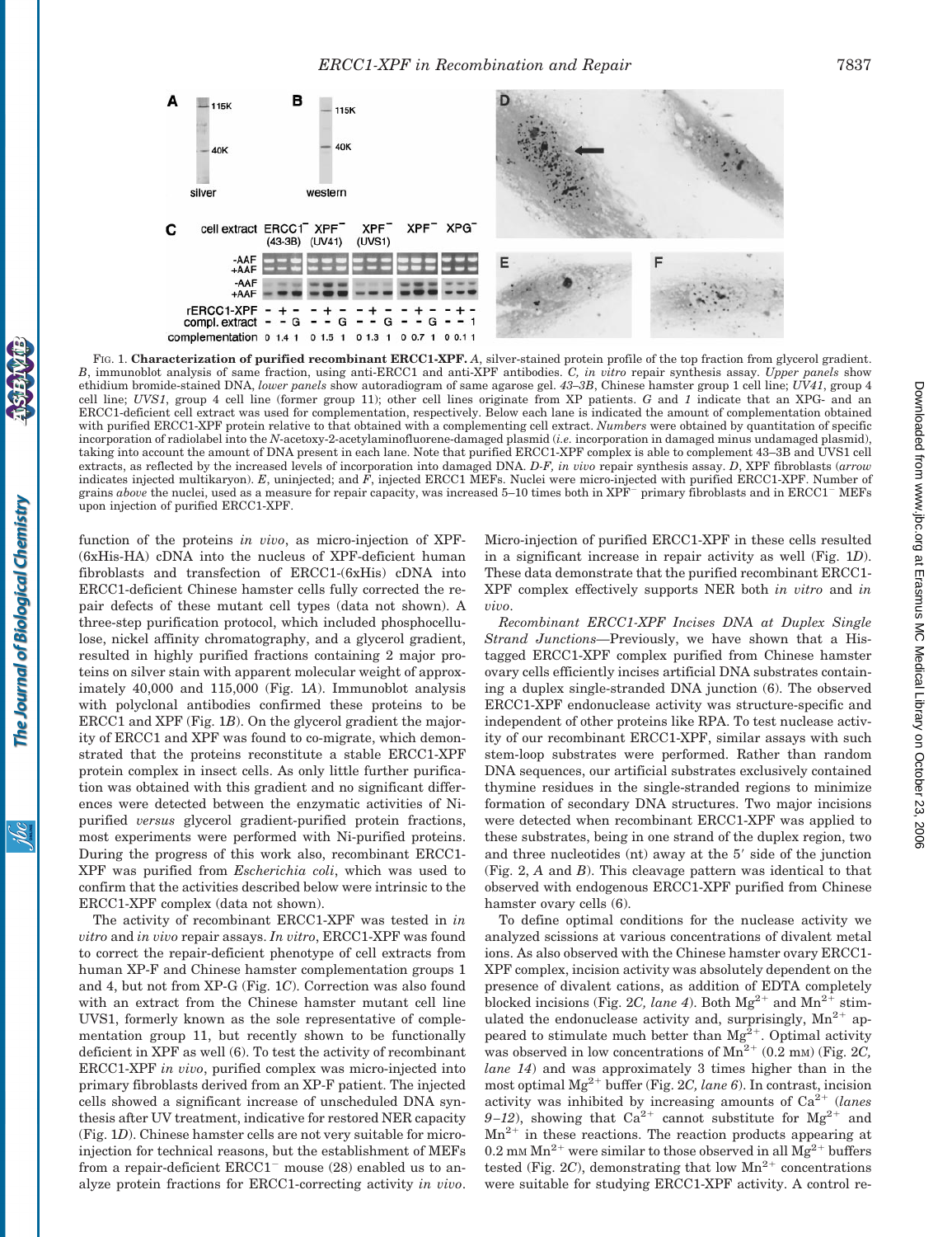FIG. 1. **Characterization of purified recombinant ERCC1-XPF.** *A*, silver-stained protein profile of the top fraction from glycerol gradient. *B*, immunoblot analysis of same fraction, using anti-ERCC1 and anti-XPF antibodies. *C, in vitro* repair synthesis assay. *Upper panels* show ethidium bromide-stained DNA, *lower panels* show autoradiogram of same agarose gel. *43–3B*, Chinese hamster group 1 cell line; *UV41*, group 4 cell line; *UVS1*, group 4 cell line (former group 11); other cell lines originate from XP patients. *G* and *1* indicate that an XPG- and an ERCC1-deficient cell extract was used for complementation, respectively. Below each lane is indicated the amount of complementation obtained with purified ERCC1-XPF protein relative to that obtained with a complementing cell extract. *Numbers* were obtained by quantitation of specific incorporation of radiolabel into the *N*-acetoxy-2-acetylaminofluorene-damaged plasmid (*i.e.* incorporation in damaged minus undamaged plasmid), taking into account the amount of DNA present in each lane. Note that purified ERCC1-XPF complex is able to complement 43–3B and UVS1 cell extracts, as reflected by the increased levels of incorporation into damaged DNA. *D-F, in vivo* repair synthesis assay. *D*, XPF fibroblasts (*arrow* indicates injected multikaryon). *E*, uninjected; and *F*, injected ERCC1 MEFs. Nuclei were micro-injected with purified ERCC1-XPF. Number of grains *above* the nuclei, used as a measure for repair capacity, was increased 5–10 times both in XPF$^-$ primary fibroblasts and in ERCC1$^-$ MEFs upon injection of purified ERCC1-XPF.

function of the proteins *in vivo*, as micro-injection of XPF-(6xHis-HA) cDNA into the nucleus of XPF-deficient human fibroblasts and transfection of ERCC1-(6xHis) cDNA into ERCC1-deficient Chinese hamster cells fully corrected the repair defects of these mutant cell types (data not shown). A three-step purification protocol, which included phosphocellulose, nickel affinity chromatography, and a glycerol gradient, resulted in highly purified fractions containing 2 major proteins on silver stain with apparent molecular weight of approximately 40,000 and 115,000 (Fig. 1*A*). Immunoblot analysis with polyclonal antibodies confirmed these proteins to be ERCC1 and XPF (Fig. 1*B*). On the glycerol gradient the majority of ERCC1 and XPF was found to co-migrate, which demonstrated that the proteins reconstitute a stable ERCC1-XPF protein complex in insect cells. As only little further purification was obtained with this gradient and no significant differences were detected between the enzymatic activities of Ni-purified *versus* glycerol gradient-purified protein fractions, most experiments were performed with Ni-purified proteins. During the progress of this work also, recombinant ERCC1-XPF was purified from *Escherichia coli*, which was used to confirm that the activities described below were intrinsic to the ERCC1-XPF complex (data not shown).

The activity of recombinant ERCC1-XPF was tested in *in vitro* and *in vivo* repair assays. *In vitro*, ERCC1-XPF was found to correct the repair-deficient phenotype of cell extracts from human XP-F and Chinese hamster complementation groups 1 and 4, but not from XP-G (Fig. 1*C*). Correction was also found with an extract from the Chinese hamster mutant cell line UVS1, formerly known as the sole representative of complementation group 11, but recently shown to be functionally deficient in XPF as well (6). To test the activity of recombinant ERCC1-XPF *in vivo*, purified complex was micro-injected into primary fibroblasts derived from an XP-F patient. The injected cells showed a significant increase of unscheduled DNA synthesis after UV treatment, indicative for restored NER capacity (Fig. 1*D*). Chinese hamster cells are not very suitable for micro-injection for technical reasons, but the establishment of MEFs from a repair-deficient ERCC1$^-$ mouse (28) enabled us to analyze protein fractions for ERCC1-correcting activity *in vivo*. Micro-injection of purified ERCC1-XPF in these cells resulted in a significant increase in repair activity as well (Fig. 1*D*). These data demonstrate that the purified recombinant ERCC1-XPF complex effectively supports NER both *in vitro* and *in vivo*.

*Recombinant ERCC1-XPF Incises DNA at Duplex Single Strand Junctions*—Previously, we have shown that a His-tagged ERCC1-XPF complex purified from Chinese hamster ovary cells efficiently incises artificial DNA substrates containing a duplex single-stranded DNA junction (6). The observed ERCC1-XPF endonuclease activity was structure-specific and independent of other proteins like RPA. To test nuclease activity of our recombinant ERCC1-XPF, similar assays with such stem-loop substrates were performed. Rather than random DNA sequences, our artificial substrates exclusively contained thymine residues in the single-stranded regions to minimize formation of secondary DNA structures. Two major incisions were detected when recombinant ERCC1-XPF was applied to these substrates, being in one strand of the duplex region, two and three nucleotides (nt) away at the 5′ side of the junction (Fig. 2, *A* and *B*). This cleavage pattern was identical to that observed with endogenous ERCC1-XPF purified from Chinese hamster ovary cells (6).

To define optimal conditions for the nuclease activity we analyzed scissions at various concentrations of divalent metal ions. As also observed with the Chinese hamster ovary ERCC1-XPF complex, incision activity was absolutely dependent on the presence of divalent cations, as addition of EDTA completely blocked incisions (Fig. 2*C, lane 4*). Both $Mg^{2+}$ and $Mn^{2+}$ stimulated the endonuclease activity and, surprisingly, $Mn^{2+}$ appeared to stimulate much better than $Mg^{2+}$. Optimal activity was observed in low concentrations of $Mn^{2+}$ (0.2 mM) (Fig. 2*C, lane 14*) and was approximately 3 times higher than in the most optimal $Mg^{2+}$ buffer (Fig. 2*C, lane 6*). In contrast, incision activity was inhibited by increasing amounts of $Ca^{2+}$ (*lanes 9–12*), showing that $Ca^{2+}$ cannot substitute for $Mg^{2+}$ and $Mn^{2+}$ in these reactions. The reaction products appearing at 0.2 mM $Mn^{2+}$ were similar to those observed in all $Mg^{2+}$ buffers tested (Fig. 2*C*), demonstrating that low $Mn^{2+}$ concentrations were suitable for studying ERCC1-XPF activity. A control re-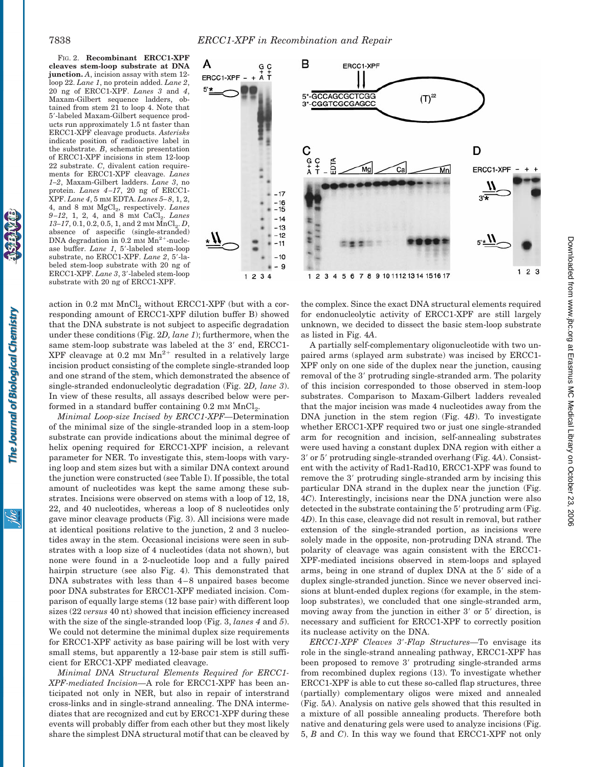FIG. 2. **Recombinant ERCC1-XPF cleaves stem-loop substrate at DNA junction.** *A*, incision assay with stem 12-loop 22. *Lane 1*, no protein added. *Lane 2*, 20 ng of ERCC1-XPF. *Lanes 3* and *4*, Maxam-Gilbert sequence ladders, obtained from stem 21 to loop 4. Note that 5′-labeled Maxam-Gilbert sequence products run approximately 1.5 nt faster than ERCC1-XPF cleavage products. *Asterisks* indicate position of radioactive label in the substrate. *B*, schematic presentation of ERCC1-XPF incisions in stem 12-loop 22 substrate. *C*, divalent cation requirements for ERCC1-XPF cleavage. *Lanes 1–2*, Maxam-Gilbert ladders. *Lane 3*, no protein. *Lanes 4–17*, 20 ng of ERCC1-XPF. *Lane 4*, 5 mM EDTA. *Lanes 5–8*, 1, 2, 4, and 8 mM $MgCl_2$, respectively. *Lanes 9–12*, 1, 2, 4, and 8 mM $CaCl_2$. *Lanes 13–17*, 0.1, 0.2, 0.5, 1, and 2 mM $MnCl_2$. *D*, absence of aspecific (single-stranded) DNA degradation in 0.2 mM $Mn^{2+}$-nuclease buffer. *Lane 1*, 5′-labeled stem-loop substrate, no ERCC1-XPF. *Lane 2*, 5′-labeled stem-loop substrate with 20 ng of ERCC1-XPF. *Lane 3*, 3′-labeled stem-loop substrate with 20 ng of ERCC1-XPF.

action in 0.2 mM $MnCl_2$ without ERCC1-XPF (but with a corresponding amount of ERCC1-XPF dilution buffer B) showed that the DNA substrate is not subject to aspecific degradation under these conditions (Fig. 2*D, lane 1*); furthermore, when the same stem-loop substrate was labeled at the 3′ end, ERCC1-XPF cleavage at 0.2 mM $Mn^{2+}$ resulted in a relatively large incision product consisting of the complete single-stranded loop and one strand of the stem, which demonstrated the absence of single-stranded endonucleolytic degradation (Fig. 2*D, lane 3*). In view of these results, all assays described below were performed in a standard buffer containing 0.2 mM $MnCl_2$.

*Minimal Loop-size Incised by ERCC1-XPF*—Determination of the minimal size of the single-stranded loop in a stem-loop substrate can provide indications about the minimal degree of helix opening required for ERCC1-XPF incision, a relevant parameter for NER. To investigate this, stem-loops with varying loop and stem sizes but with a similar DNA context around the junction were constructed (see Table I). If possible, the total amount of nucleotides was kept the same among these substrates. Incisions were observed on stems with a loop of 12, 18, 22, and 40 nucleotides, whereas a loop of 8 nucleotides only gave minor cleavage products (Fig. 3). All incisions were made at identical positions relative to the junction, 2 and 3 nucleotides away in the stem. Occasional incisions were seen in substrates with a loop size of 4 nucleotides (data not shown), but none were found in a 2-nucleotide loop and a fully paired hairpin structure (see also Fig. 4). This demonstrated that DNA substrates with less than 4–8 unpaired bases become poor DNA substrates for ERCC1-XPF mediated incision. Comparison of equally large stems (12 base pair) with different loop sizes (22 *versus* 40 nt) showed that incision efficiency increased with the size of the single-stranded loop (Fig. 3, *lanes 4* and *5*). We could not determine the minimal duplex size requirements for ERCC1-XPF activity as base pairing will be lost with very small stems, but apparently a 12-base pair stem is still sufficient for ERCC1-XPF mediated cleavage.

*Minimal DNA Structural Elements Required for ERCC1-XPF-mediated Incision*—A role for ERCC1-XPF has been anticipated not only in NER, but also in repair of interstrand cross-links and in single-strand annealing. The DNA intermediates that are recognized and cut by ERCC1-XPF during these events will probably differ from each other but they most likely share the simplest DNA structural motif that can be cleaved by the complex. Since the exact DNA structural elements required for endonucleolytic activity of ERCC1-XPF are still largely unknown, we decided to dissect the basic stem-loop substrate as listed in Fig. 4*A*.

A partially self-complementary oligonucleotide with two unpaired arms (splayed arm substrate) was incised by ERCC1-XPF only on one side of the duplex near the junction, causing removal of the 3′ protruding single-stranded arm. The polarity of this incision corresponded to those observed in stem-loop substrates. Comparison to Maxam-Gilbert ladders revealed that the major incision was made 4 nucleotides away from the DNA junction in the stem region (Fig. 4*B*). To investigate whether ERCC1-XPF required two or just one single-stranded arm for recognition and incision, self-annealing substrates were used having a constant duplex DNA region with either a 3′ or 5′ protruding single-stranded overhang (Fig. 4*A*). Consistent with the activity of Rad1-Rad10, ERCC1-XPF was found to remove the 3′ protruding single-stranded arm by incising this particular DNA strand in the duplex near the junction (Fig. 4*C*). Interestingly, incisions near the DNA junction were also detected in the substrate containing the 5′ protruding arm (Fig. 4*D*). In this case, cleavage did not result in removal, but rather extension of the single-stranded portion, as incisions were solely made in the opposite, non-protruding DNA strand. The polarity of cleavage was again consistent with the ERCC1-XPF-mediated incisions observed in stem-loops and splayed arms, being in one strand of duplex DNA at the 5′ side of a duplex single-stranded junction. Since we never observed incisions at blunt-ended duplex regions (for example, in the stem-loop substrates), we concluded that one single-stranded arm, moving away from the junction in either 3′ or 5′ direction, is necessary and sufficient for ERCC1-XPF to correctly position its nuclease activity on the DNA.

*ERCC1-XPF Cleaves 3′-Flap Structures*—To envisage its role in the single-strand annealing pathway, ERCC1-XPF has been proposed to remove 3′ protruding single-stranded arms from recombined duplex regions (13). To investigate whether ERCC1-XPF is able to cut these so-called flap structures, three (partially) complementary oligos were mixed and annealed (Fig. 5*A*). Analysis on native gels showed that this resulted in a mixture of all possible annealing products. Therefore both native and denaturing gels were used to analyze incisions (Fig. 5, *B* and *C*). In this way we found that ERCC1-XPF not only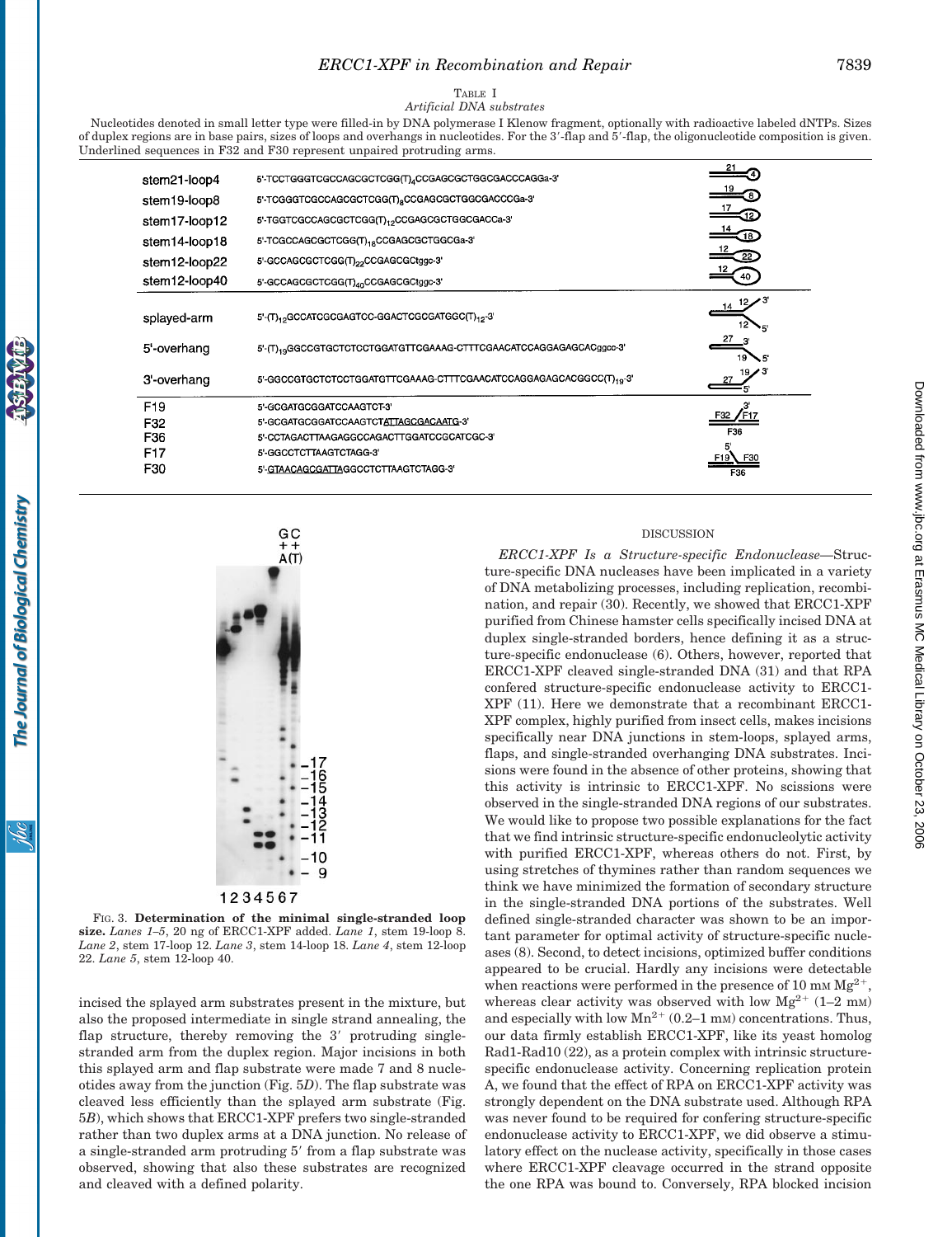TABLE I

*Artificial DNA substrates*

Nucleotides denoted in small letter type were filled-in by DNA polymerase I Klenow fragment, optionally with radioactive labeled dNTPs. Sizes of duplex regions are in base pairs, sizes of loops and overhangs in nucleotides. For the 3′-flap and 5′-flap, the oligonucleotide composition is given. Underlined sequences in F32 and F30 represent unpaired protruding arms.

| Substrate | Sequence |
|---|---|
| stem21-loop4 | 5′-TCCTGGGTCGCCAGCGCTCGG(T)$_4$CCGAGCGCTGGCGACCCAGGa-3′ |
| stem19-loop8 | 5′-TCGGGTCGCCAGCGCTCGG(T)$_8$CCGAGCGCTGGCGACCCGa-3′ |
| stem17-loop12 | 5′-TGGTCGCCAGCGCTCGG(T)$_{12}$CCGAGCGCTGGCGACCa-3′ |
| stem14-loop18 | 5′-TCGCCAGCGCTCGG(T)$_{18}$CCGAGCGCTGGCGa-3′ |
| stem12-loop22 | 5′-GCCAGCGCTCGG(T)$_{22}$CCGAGCGCTggc-3′ |
| stem12-loop40 | 5′-GCCAGCGCTCGG(T)$_{40}$CCGAGCGCTggc-3′ |
| splayed-arm | 5′-(T)$_{12}$GCCATCGCGAGTCC-GGACTCGCGATGGC(T)$_{12}$-3′ |
| 5′-overhang | 5′-(T)$_{19}$GGCCGTGCTCTCCTGGATGTTCGAAAG-CTTTCGAACATCCAGGAGAGCACggcc-3′ |
| 3′-overhang | 5′-GGCCGTGCTCTCCTGGATGTTCGAAAG-CTTTCGAACATCCAGGAGAGCACGGCC(T)$_{19}$-3′ |
| F19 | 5′-GCGATGCGGATCCAAGTCT-3′ |
| F32 | 5′-GCGATGCGGATCCAAGTCTATTAGCGACAATG-3′ |
| F36 | 5′-CCTAGACTTAAGAGGCCAGACTTGGATCCGCATCGC-3′ |
| F17 | 5′-GGCCTCTTAAGTCTAGG-3′ |
| F30 | 5′-GTAACAGCGATTAGGCCTCTTAAGTCTAGG-3′ |

FIG. 3. **Determination of the minimal single-stranded loop size.** *Lanes 1–5*, 20 ng of ERCC1-XPF added. *Lane 1*, stem 19-loop 8. *Lane 2*, stem 17-loop 12. *Lane 3*, stem 14-loop 18. *Lane 4*, stem 12-loop 22. *Lane 5*, stem 12-loop 40.

incised the splayed arm substrates present in the mixture, but also the proposed intermediate in single strand annealing, the flap structure, thereby removing the 3′ protruding single-stranded arm from the duplex region. Major incisions in both this splayed arm and flap substrate were made 7 and 8 nucleotides away from the junction (Fig. 5*D*). The flap substrate was cleaved less efficiently than the splayed arm substrate (Fig. 5*B*), which shows that ERCC1-XPF prefers two single-stranded rather than two duplex arms at a DNA junction. No release of a single-stranded arm protruding 5′ from a flap substrate was observed, showing that also these substrates are recognized and cleaved with a defined polarity.

## DISCUSSION

*ERCC1-XPF Is a Structure-specific Endonuclease*—Structure-specific DNA nucleases have been implicated in a variety of DNA metabolizing processes, including replication, recombination, and repair (30). Recently, we showed that ERCC1-XPF purified from Chinese hamster cells specifically incised DNA at duplex single-stranded borders, hence defining it as a structure-specific endonuclease (6). Others, however, reported that ERCC1-XPF cleaved single-stranded DNA (31) and that RPA confered structure-specific endonuclease activity to ERCC1-XPF (11). Here we demonstrate that a recombinant ERCC1-XPF complex, highly purified from insect cells, makes incisions specifically near DNA junctions in stem-loops, splayed arms, flaps, and single-stranded overhanging DNA substrates. Incisions were found in the absence of other proteins, showing that this activity is intrinsic to ERCC1-XPF. No scissions were observed in the single-stranded DNA regions of our substrates. We would like to propose two possible explanations for the fact that we find intrinsic structure-specific endonucleolytic activity with purified ERCC1-XPF, whereas others do not. First, by using stretches of thymines rather than random sequences we think we have minimized the formation of secondary structure in the single-stranded DNA portions of the substrates. Well defined single-stranded character was shown to be an important parameter for optimal activity of structure-specific nucleases (8). Second, to detect incisions, optimized buffer conditions appeared to be crucial. Hardly any incisions were detectable when reactions were performed in the presence of 10 mM $Mg^{2+}$, whereas clear activity was observed with low $Mg^{2+}$ (1–2 mM) and especially with low $Mn^{2+}$ (0.2–1 mM) concentrations. Thus, our data firmly establish ERCC1-XPF, like its yeast homolog Rad1-Rad10 (22), as a protein complex with intrinsic structure-specific endonuclease activity. Concerning replication protein A, we found that the effect of RPA on ERCC1-XPF activity was strongly dependent on the DNA substrate used. Although RPA was never found to be required for confering structure-specific endonuclease activity to ERCC1-XPF, we did observe a stimulatory effect on the nuclease activity, specifically in those cases where ERCC1-XPF cleavage occurred in the strand opposite the one RPA was bound to. Conversely, RPA blocked incision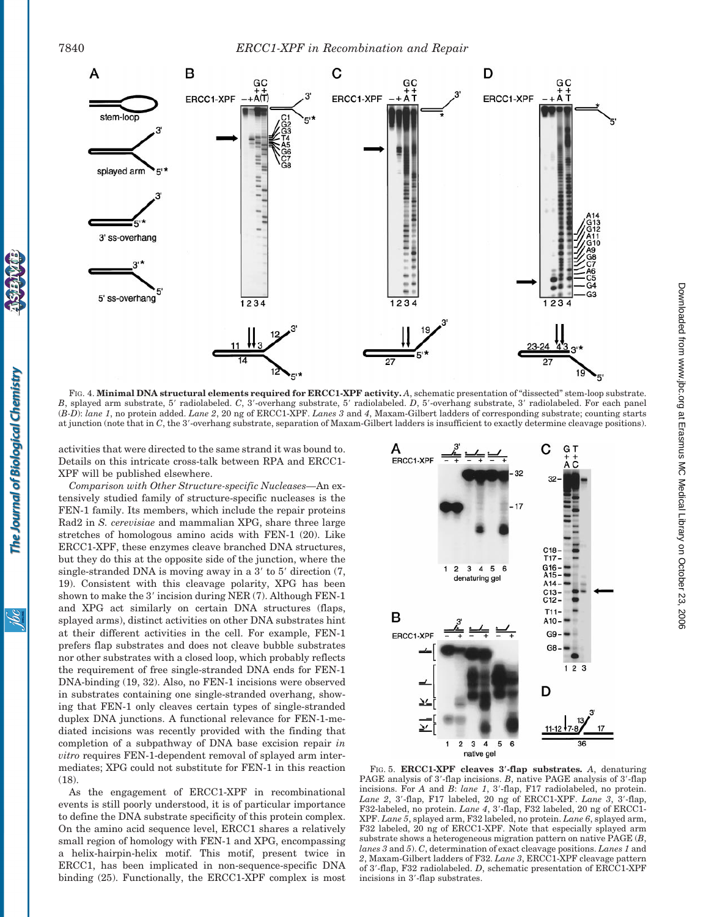FIG. 4. **Minimal DNA structural elements required for ERCC1-XPF activity.** *A*, schematic presentation of "dissected" stem-loop substrate. *B*, splayed arm substrate, 5′ radiolabeled. *C*, 3′-overhang substrate, 5′ radiolabeled. *D*, 5′-overhang substrate, 3′ radiolabeled. For each panel (*B–D*): *lane 1*, no protein added. *Lane 2*, 20 ng of ERCC1-XPF. *Lanes 3* and *4*, Maxam-Gilbert ladders of corresponding substrate; counting starts at junction (note that in *C*, the 3′-overhang substrate, separation of Maxam-Gilbert ladders is insufficient to exactly determine cleavage positions).

activities that were directed to the same strand it was bound to. Details on this intricate cross-talk between RPA and ERCC1-XPF will be published elsewhere.

*Comparison with Other Structure-specific Nucleases*—An extensively studied family of structure-specific nucleases is the FEN-1 family. Its members, which include the repair proteins Rad2 in *S. cerevisiae* and mammalian XPG, share three large stretches of homologous amino acids with FEN-1 (20). Like ERCC1-XPF, these enzymes cleave branched DNA structures, but they do this at the opposite side of the junction, where the single-stranded DNA is moving away in a 3′ to 5′ direction (7, 19). Consistent with this cleavage polarity, XPG has been shown to make the 3′ incision during NER (7). Although FEN-1 and XPG act similarly on certain DNA structures (flaps, splayed arms), distinct activities on other DNA substrates hint at their different activities in the cell. For example, FEN-1 prefers flap substrates and does not cleave bubble substrates nor other substrates with a closed loop, which probably reflects the requirement of free single-stranded DNA ends for FEN-1 DNA-binding (19, 32). Also, no FEN-1 incisions were observed in substrates containing one single-stranded overhang, showing that FEN-1 only cleaves certain types of single-stranded duplex DNA junctions. A functional relevance for FEN-1-mediated incisions was recently provided with the finding that completion of a subpathway of DNA base excision repair *in vitro* requires FEN-1-dependent removal of splayed arm intermediates; XPG could not substitute for FEN-1 in this reaction (18).

As the engagement of ERCC1-XPF in recombinational events is still poorly understood, it is of particular importance to define the DNA substrate specificity of this protein complex. On the amino acid sequence level, ERCC1 shares a relatively small region of homology with FEN-1 and XPG, encompassing a helix-hairpin-helix motif. This motif, present twice in ERCC1, has been implicated in non-sequence-specific DNA binding (25). Functionally, the ERCC1-XPF complex is most

FIG. 5. **ERCC1-XPF cleaves 3′-flap substrates.** *A*, denaturing PAGE analysis of 3′-flap incisions. *B*, native PAGE analysis of 3′-flap incisions. For *A* and *B*: *lane 1*, 3′-flap, F17 labeled, no protein. *Lane 2*, 3′-flap, F17 labeled, 20 ng of ERCC1-XPF. *Lane 3*, 3′-flap, F32-labeled, no protein. *Lane 4*, 3′-flap, F32 labeled, 20 ng of ERCC1-XPF. *Lane 5*, splayed arm, F32 labeled, no protein. *Lane 6*, splayed arm, F32 labeled, 20 ng of ERCC1-XPF. Note that especially splayed arm substrate shows a heterogeneous migration pattern on native PAGE (*B*, *lanes 3* and *5*). *C*, determination of exact cleavage positions. *Lanes 1* and *2*, Maxam-Gilbert ladders of F32. *Lane 3*, ERCC1-XPF cleavage pattern of 3′-flap, F32 radiolabeled. *D*, schematic presentation of ERCC1-XPF incisions in 3′-flap substrates.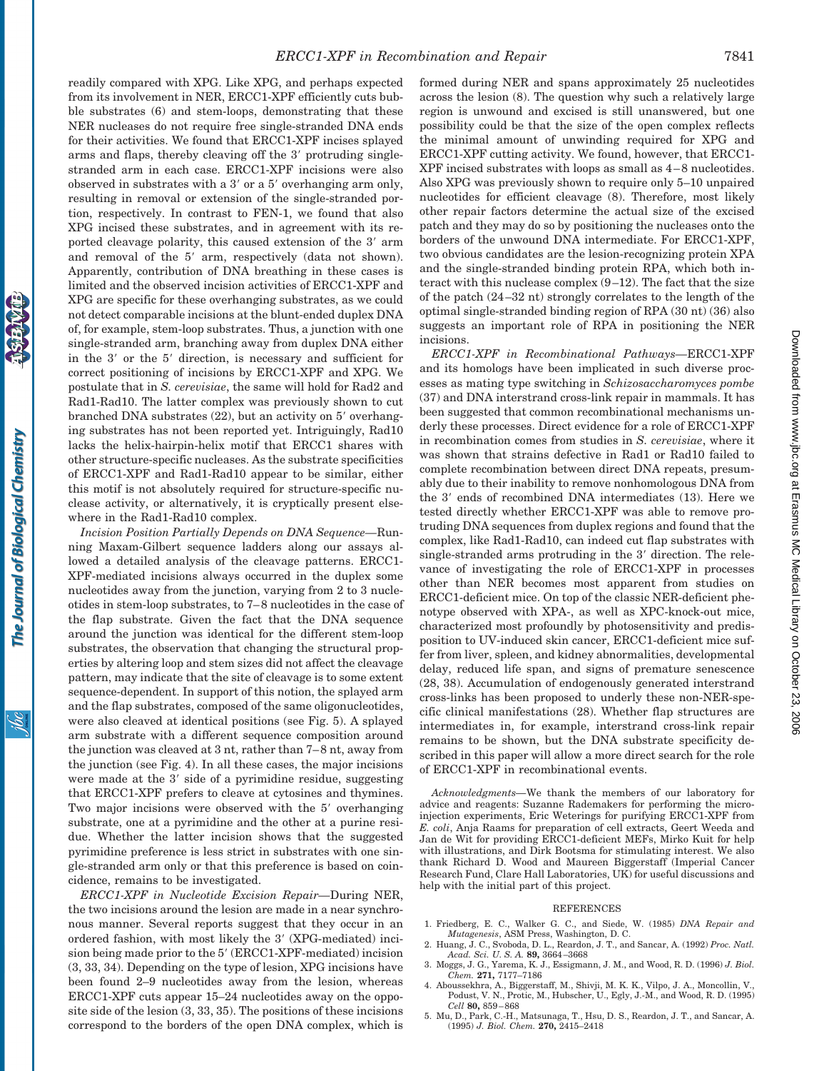readily compared with XPG. Like XPG, and perhaps expected from its involvement in NER, ERCC1-XPF efficiently cuts bubble substrates (6) and stem-loops, demonstrating that these NER nucleases do not require free single-stranded DNA ends for their activities. We found that ERCC1-XPF incises splayed arms and flaps, thereby cleaving off the 3′ protruding single-stranded arm in each case. ERCC1-XPF incisions were also observed in substrates with a 3′ or a 5′ overhanging arm only, resulting in removal or extension of the single-stranded portion, respectively. In contrast to FEN-1, we found that also XPG incised these substrates, and in agreement with its reported cleavage polarity, this caused extension of the 3′ arm and removal of the 5′ arm, respectively (data not shown). Apparently, contribution of DNA breathing in these cases is limited and the observed incision activities of ERCC1-XPF and XPG are specific for these overhanging substrates, as we could not detect comparable incisions at the blunt-ended duplex DNA of, for example, stem-loop substrates. Thus, a junction with one single-stranded arm, branching away from duplex DNA either in the 3′ or the 5′ direction, is necessary and sufficient for correct positioning of incisions by ERCC1-XPF and XPG. We postulate that in *S. cerevisiae*, the same will hold for Rad2 and Rad1-Rad10. The latter complex was previously shown to cut branched DNA substrates (22), but an activity on 5′ overhanging substrates has not been reported yet. Intriguingly, Rad10 lacks the helix-hairpin-helix motif that ERCC1 shares with other structure-specific nucleases. As the substrate specificities of ERCC1-XPF and Rad1-Rad10 appear to be similar, either this motif is not absolutely required for structure-specific nuclease activity, or alternatively, it is cryptically present elsewhere in the Rad1-Rad10 complex.

*Incision Position Partially Depends on DNA Sequence*—Running Maxam-Gilbert sequence ladders along our assays allowed a detailed analysis of the cleavage patterns. ERCC1-XPF-mediated incisions always occurred in the duplex some nucleotides away from the junction, varying from 2 to 3 nucleotides in stem-loop substrates, to 7–8 nucleotides in the case of the flap substrate. Given the fact that the DNA sequence around the junction was identical for the different stem-loop substrates, the observation that changing the structural properties by altering loop and stem sizes did not affect the cleavage pattern, may indicate that the site of cleavage is to some extent sequence-dependent. In support of this notion, the splayed arm and the flap substrates, composed of the same oligonucleotides, were also cleaved at identical positions (see Fig. 5). A splayed arm substrate with a different sequence composition around the junction was cleaved at 3 nt, rather than 7–8 nt, away from the junction (see Fig. 4). In all these cases, the major incisions were made at the 3′ side of a pyrimidine residue, suggesting that ERCC1-XPF prefers to cleave at cytosines and thymines. Two major incisions were observed with the 5′ overhanging substrate, one at a pyrimidine and the other at a purine residue. Whether the latter incision shows that the suggested pyrimidine preference is less strict in substrates with one single-stranded arm only or that this preference is based on coincidence, remains to be investigated.

*ERCC1-XPF in Nucleotide Excision Repair*—During NER, the two incisions around the lesion are made in a near synchronous manner. Several reports suggest that they occur in an ordered fashion, with most likely the 3′ (XPG-mediated) incision being made prior to the 5′ (ERCC1-XPF-mediated) incision (3, 33, 34). Depending on the type of lesion, XPG incisions have been found 2–9 nucleotides away from the lesion, whereas ERCC1-XPF cuts appear 15–24 nucleotides away on the opposite side of the lesion (3, 33, 35). The positions of these incisions correspond to the borders of the open DNA complex, which is formed during NER and spans approximately 25 nucleotides across the lesion (8). The question why such a relatively large region is unwound and excised is still unanswered, but one possibility could be that the size of the open complex reflects the minimal amount of unwinding required for XPG and ERCC1-XPF cutting activity. We found, however, that ERCC1-XPF incised substrates with loops as small as 4–8 nucleotides. Also XPG was previously shown to require only 5–10 unpaired nucleotides for efficient cleavage (8). Therefore, most likely other repair factors determine the actual size of the excised patch and they may do so by positioning the nucleases onto the borders of the unwound DNA intermediate. For ERCC1-XPF, two obvious candidates are the lesion-recognizing protein XPA and the single-stranded binding protein RPA, which both interact with this nuclease complex (9–12). The fact that the size of the patch (24–32 nt) strongly correlates to the length of the optimal single-stranded binding region of RPA (30 nt) (36) also suggests an important role of RPA in positioning the NER incisions.

*ERCC1-XPF in Recombinational Pathways*—ERCC1-XPF and its homologs have been implicated in such diverse processes as mating type switching in *Schizosaccharomyces pombe* (37) and DNA interstrand cross-link repair in mammals. It has been suggested that common recombinational mechanisms underly these processes. Direct evidence for a role of ERCC1-XPF in recombination comes from studies in *S. cerevisiae*, where it was shown that strains defective in Rad1 or Rad10 failed to complete recombination between direct DNA repeats, presumably due to their inability to remove nonhomologous DNA from the 3′ ends of recombined DNA intermediates (13). Here we tested directly whether ERCC1-XPF was able to remove protruding DNA sequences from duplex regions and found that the complex, like Rad1-Rad10, can indeed cut flap substrates with single-stranded arms protruding in the 3′ direction. The relevance of investigating the role of ERCC1-XPF in processes other than NER becomes most apparent from studies on ERCC1-deficient mice. On top of the classic NER-deficient phenotype observed with XPA-, as well as XPC-knock-out mice, characterized most profoundly by photosensitivity and predisposition to UV-induced skin cancer, ERCC1-deficient mice suffer from liver, spleen, and kidney abnormalities, developmental delay, reduced life span, and signs of premature senescence (28, 38). Accumulation of endogenously generated interstrand cross-links has been proposed to underly these non-NER-specific clinical manifestations (28). Whether flap structures are intermediates in, for example, interstrand cross-link repair remains to be shown, but the DNA substrate specificity described in this paper will allow a more direct search for the role of ERCC1-XPF in recombinational events.

*Acknowledgments*—We thank the members of our laboratory for advice and reagents: Suzanne Rademakers for performing the microinjection experiments, Eric Weterings for purifying ERCC1-XPF from *E. coli*, Anja Raams for preparation of cell extracts, Geert Weeda and Jan de Wit for providing ERCC1-deficient MEFs, Mirko Kuit for help with illustrations, and Dirk Bootsma for stimulating interest. We also thank Richard D. Wood and Maureen Biggerstaff (Imperial Cancer Research Fund, Clare Hall Laboratories, UK) for useful discussions and help with the initial part of this project.

## REFERENCES

1. Friedberg, E. C., Walker G. C., and Siede, W. (1985) *DNA Repair and Mutagenesis*, ASM Press, Washington, D. C.
2. Huang, J. C., Svoboda, D. L., Reardon, J. T., and Sancar, A. (1992) *Proc. Natl. Acad. Sci. U. S. A.* **89,** 3664–3668
3. Moggs, J. G., Yarema, K. J., Essigmann, J. M., and Wood, R. D. (1996) *J. Biol. Chem.* **271,** 7177–7186
4. Aboussekhra, A., Biggerstaff, M., Shivji, M. K. K., Vilpo, J. A., Moncollin, V., Podust, V. N., Protic, M., Hubscher, U., Egly, J.-M., and Wood, R. D. (1995) *Cell* **80,** 859–868
5. Mu, D., Park, C.-H., Matsunaga, T., Hsu, D. S., Reardon, J. T., and Sancar, A. (1995) *J. Biol. Chem.* **270,** 2415–2418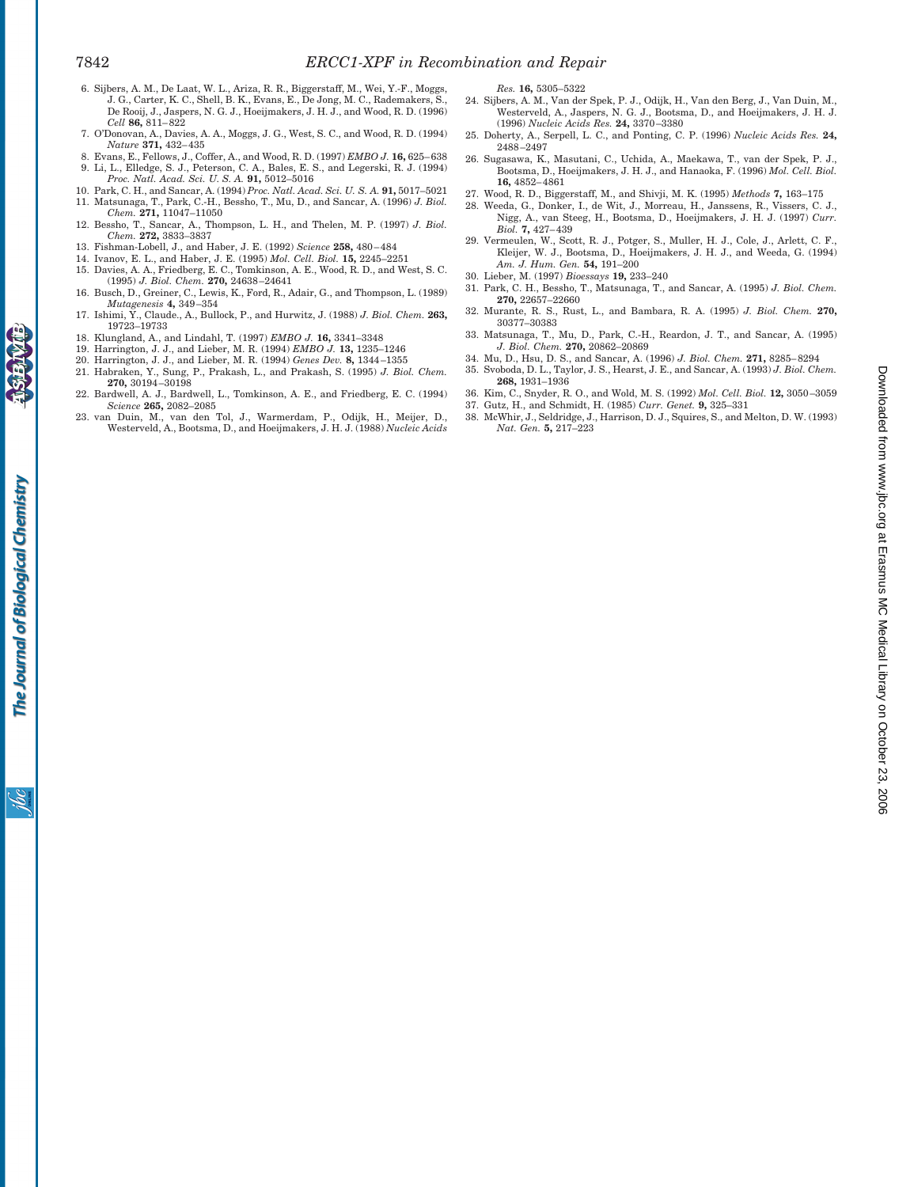6. Sijbers, A. M., De Laat, W. L., Ariza, R. R., Biggerstaff, M., Wei, Y.-F., Moggs, J. G., Carter, K. C., Shell, B. K., Evans, E., De Jong, M. C., Rademakers, S., De Rooij, J., Jaspers, N. G. J., Hoeijmakers, J. H. J., and Wood, R. D. (1996) *Cell* **86,** 811–822
7. O'Donovan, A., Davies, A. A., Moggs, J. G., West, S. C., and Wood, R. D. (1994) *Nature* **371,** 432–435
8. Evans, E., Fellows, J., Coffer, A., and Wood, R. D. (1997) *EMBO J.* **16,** 625–638
9. Li, L., Elledge, S. J., Peterson, C. A., Bales, E. S., and Legerski, R. J. (1994) *Proc. Natl. Acad. Sci. U. S. A.* **91,** 5012–5016
10. Park, C. H., and Sancar, A. (1994) *Proc. Natl. Acad. Sci. U. S. A.* **91,** 5017–5021
11. Matsunaga, T., Park, C.-H., Bessho, T., Mu, D., and Sancar, A. (1996) *J. Biol. Chem.* **271,** 11047–11050
12. Bessho, T., Sancar, A., Thompson, L. H., and Thelen, M. P. (1997) *J. Biol. Chem.* **272,** 3833–3837
13. Fishman-Lobell, J., and Haber, J. E. (1992) *Science* **258,** 480–484
14. Ivanov, E. L., and Haber, J. E. (1995) *Mol. Cell. Biol.* **15,** 2245–2251
15. Davies, A. A., Friedberg, E. C., Tomkinson, A. E., Wood, R. D., and West, S. C. (1995) *J. Biol. Chem.* **270,** 24638–24641
16. Busch, D., Greiner, C., Lewis, K., Ford, R., Adair, G., and Thompson, L. (1989) *Mutagenesis* **4,** 349–354
17. Ishimi, Y., Claude., A., Bullock, P., and Hurwitz, J. (1988) *J. Biol. Chem.* **263,** 19723–19733
18. Klungland, A., and Lindahl, T. (1997) *EMBO J.* **16,** 3341–3348
19. Harrington, J. J., and Lieber, M. R. (1994) *EMBO J.* **13,** 1235–1246
20. Harrington, J. J., and Lieber, M. R. (1994) *Genes Dev.* **8,** 1344–1355
21. Habraken, Y., Sung, P., Prakash, L., and Prakash, S. (1995) *J. Biol. Chem.* **270,** 30194–30198
22. Bardwell, A. J., Bardwell, L., Tomkinson, A. E., and Friedberg, E. C. (1994) *Science* **265,** 2082–2085
23. van Duin, M., van den Tol, J., Warmerdam, P., Odijk, H., Meijer, D., Westerveld, A., Bootsma, D., and Hoeijmakers, J. H. J. (1988) *Nucleic Acids Res.* **16,** 5305–5322
24. Sijbers, A. M., Van der Spek, P. J., Odijk, H., Van den Berg, J., Van Duin, M., Westerveld, A., Jaspers, N. G. J., Bootsma, D., and Hoeijmakers, J. H. J. (1996) *Nucleic Acids Res.* **24,** 3370–3380
25. Doherty, A., Serpell, L. C., and Ponting, C. P. (1996) *Nucleic Acids Res.* **24,** 2488–2497
26. Sugasawa, K., Masutani, C., Uchida, A., Maekawa, T., van der Spek, P. J., Bootsma, D., Hoeijmakers, J. H. J., and Hanaoka, F. (1996) *Mol. Cell. Biol.* **16,** 4852–4861
27. Wood, R. D., Biggerstaff, M., and Shivji, M. K. (1995) *Methods* **7,** 163–175
28. Weeda, G., Donker, I., de Wit, J., Morreau, H., Janssens, R., Vissers, C. J., Nigg, A., van Steeg, H., Bootsma, D., Hoeijmakers, J. H. J. (1997) *Curr. Biol.* **7,** 427–439
29. Vermeulen, W., Scott, R. J., Potger, S., Muller, H. J., Cole, J., Arlett, C. F., Kleijer, W. J., Bootsma, D., Hoeijmakers, J. H. J., and Weeda, G. (1994) *Am. J. Hum. Gen.* **54,** 191–200
30. Lieber, M. (1997) *Bioessays* **19,** 233–240
31. Park, C. H., Bessho, T., Matsunaga, T., and Sancar, A. (1995) *J. Biol. Chem.* **270,** 22657–22660
32. Murante, R. S., Rust, L., and Bambara, R. A. (1995) *J. Biol. Chem.* **270,** 30377–30383
33. Matsunaga, T., Mu, D., Park, C.-H., Reardon, J. T., and Sancar, A. (1995) *J. Biol. Chem.* **270,** 20862–20869
34. Mu, D., Hsu, D. S., and Sancar, A. (1996) *J. Biol. Chem.* **271,** 8285–8294
35. Svoboda, D. L., Taylor, J. S., Hearst, J. E., and Sancar, A. (1993) *J. Biol. Chem.* **268,** 1931–1936
36. Kim, C., Snyder, R. O., and Wold, M. S. (1992) *Mol. Cell. Biol.* **12,** 3050–3059
37. Gutz, H., and Schmidt, H. (1985) *Curr. Genet.* **9,** 325–331
38. McWhir, J., Seldridge, J., Harrison, D. J., Squires, S., and Melton, D. W. (1993) *Nat. Gen.* **5,** 217–223